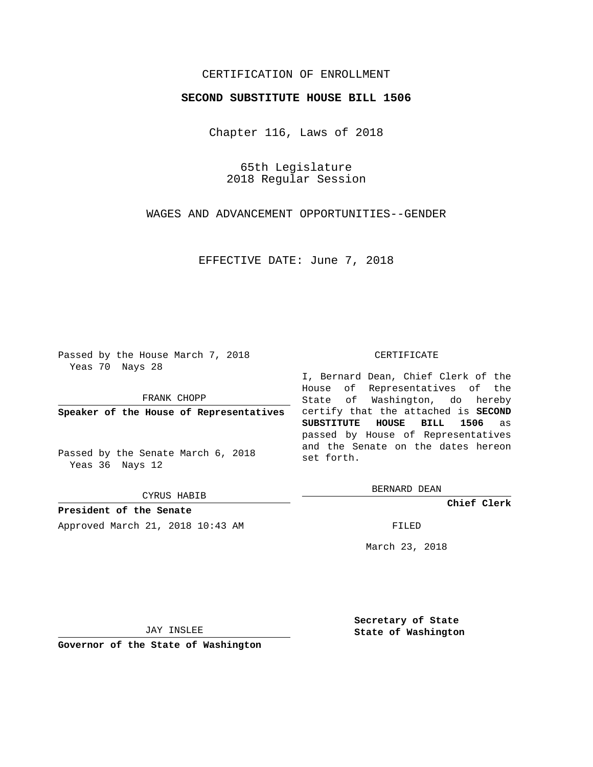CERTIFICATION OF ENROLLMENT

**SECOND SUBSTITUTE HOUSE BILL 1506**

Chapter 116, Laws of 2018

65th Legislature
2018 Regular Session

WAGES AND ADVANCEMENT OPPORTUNITIES--GENDER

EFFECTIVE DATE: June 7, 2018

Passed by the House March 7, 2018
Yeas 70 Nays 28

FRANK CHOPP

**Speaker of the House of Representatives**

Passed by the Senate March 6, 2018
Yeas 36 Nays 12

CYRUS HABIB

**President of the Senate**

CERTIFICATE

I, Bernard Dean, Chief Clerk of the House of Representatives of the State of Washington, do hereby certify that the attached is **SECOND SUBSTITUTE HOUSE BILL 1506** as passed by House of Representatives and the Senate on the dates hereon set forth.

BERNARD DEAN

**Chief Clerk**

Approved March 21, 2018 10:43 AM

FILED

March 23, 2018

JAY INSLEE

**Governor of the State of Washington**

**Secretary of State**
**State of Washington**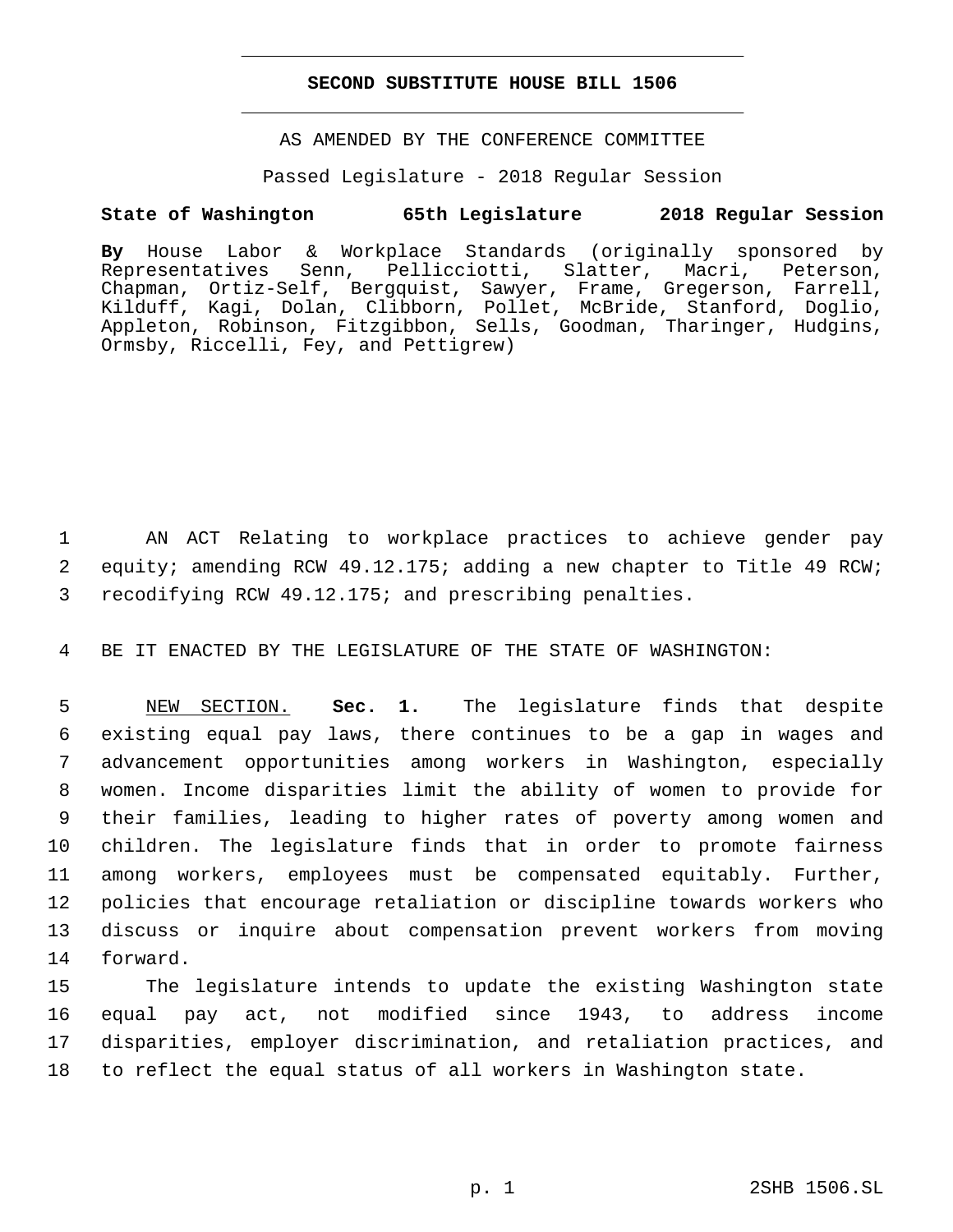# SECOND SUBSTITUTE HOUSE BILL 1506

AS AMENDED BY THE CONFERENCE COMMITTEE

Passed Legislature - 2018 Regular Session

**State of Washington 65th Legislature 2018 Regular Session**

**By** House Labor & Workplace Standards (originally sponsored by Representatives Senn, Pellicciotti, Slatter, Macri, Peterson, Chapman, Ortiz-Self, Bergquist, Sawyer, Frame, Gregerson, Farrell, Kilduff, Kagi, Dolan, Clibborn, Pollet, McBride, Stanford, Doglio, Appleton, Robinson, Fitzgibbon, Sells, Goodman, Tharinger, Hudgins, Ormsby, Riccelli, Fey, and Pettigrew)

1 AN ACT Relating to workplace practices to achieve gender pay 2 equity; amending RCW 49.12.175; adding a new chapter to Title 49 RCW; 3 recodifying RCW 49.12.175; and prescribing penalties.

4 BE IT ENACTED BY THE LEGISLATURE OF THE STATE OF WASHINGTON:

5 NEW SECTION. **Sec. 1.** The legislature finds that despite 6 existing equal pay laws, there continues to be a gap in wages and 7 advancement opportunities among workers in Washington, especially 8 women. Income disparities limit the ability of women to provide for 9 their families, leading to higher rates of poverty among women and 10 children. The legislature finds that in order to promote fairness 11 among workers, employees must be compensated equitably. Further, 12 policies that encourage retaliation or discipline towards workers who 13 discuss or inquire about compensation prevent workers from moving 14 forward.

15 The legislature intends to update the existing Washington state 16 equal pay act, not modified since 1943, to address income 17 disparities, employer discrimination, and retaliation practices, and 18 to reflect the equal status of all workers in Washington state.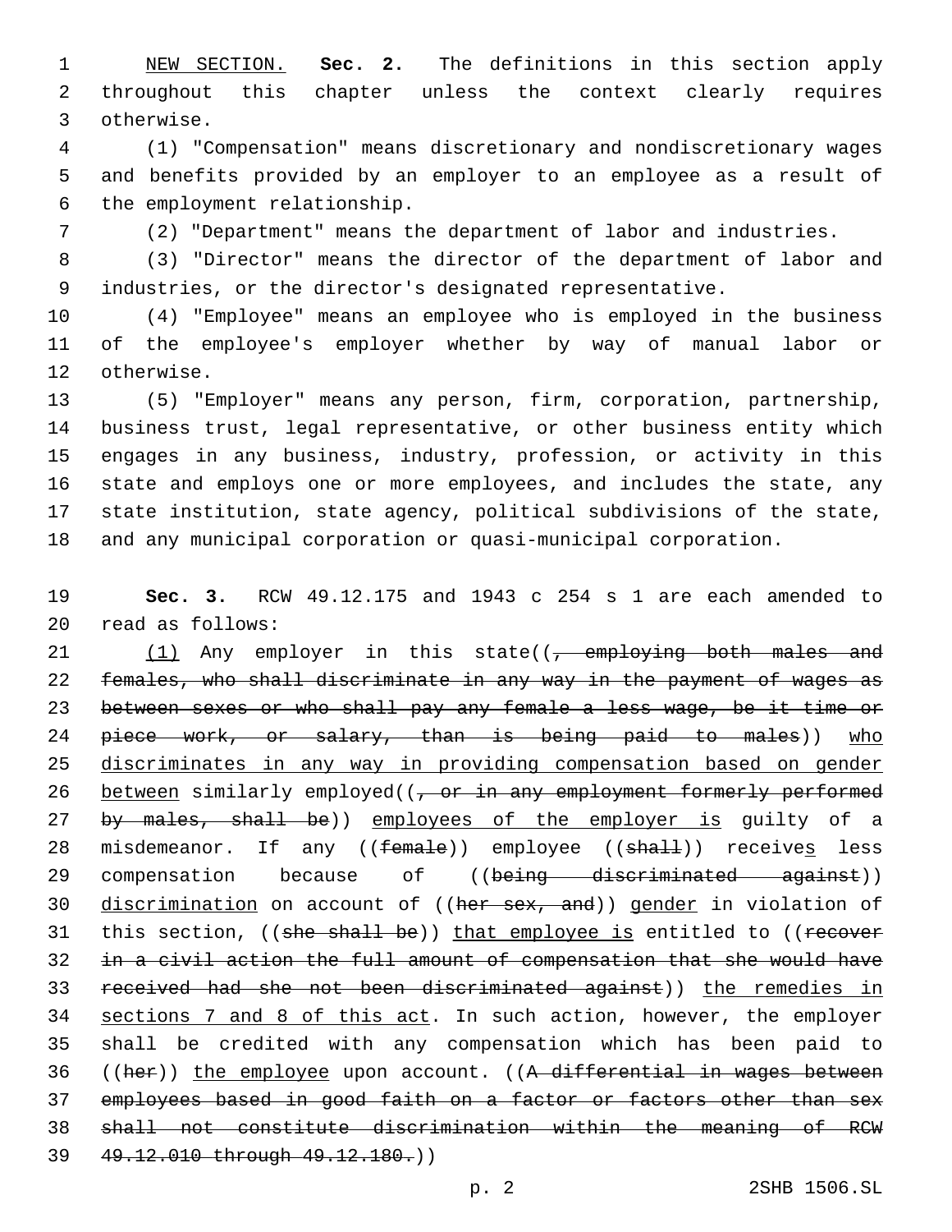<u>NEW SECTION.</u> **Sec. 2.** The definitions in this section apply throughout this chapter unless the context clearly requires otherwise.

(1) "Compensation" means discretionary and nondiscretionary wages and benefits provided by an employer to an employee as a result of the employment relationship.

(2) "Department" means the department of labor and industries.

(3) "Director" means the director of the department of labor and industries, or the director's designated representative.

(4) "Employee" means an employee who is employed in the business of the employee's employer whether by way of manual labor or otherwise.

(5) "Employer" means any person, firm, corporation, partnership, business trust, legal representative, or other business entity which engages in any business, industry, profession, or activity in this state and employs one or more employees, and includes the state, any state institution, state agency, political subdivisions of the state, and any municipal corporation or quasi-municipal corporation.

**Sec. 3.** RCW 49.12.175 and 1943 c 254 s 1 are each amended to read as follows:

<u>(1)</u> Any employer in this state((~~, employing both males and females, who shall discriminate in any way in the payment of wages as between sexes or who shall pay any female a less wage, be it time or piece work, or salary, than is being paid to males~~)) <u>who discriminates in any way in providing compensation based on gender between</u> similarly employed((~~, or in any employment formerly performed by males, shall be~~)) <u>employees of the employer is</u> guilty of a misdemeanor. If any ((~~female~~)) employee ((~~shall~~)) receive<u>s</u> less compensation because of ((~~being discriminated against~~)) <u>discrimination</u> on account of ((~~her sex, and~~)) <u>gender</u> in violation of this section, ((~~she shall be~~)) <u>that employee is</u> entitled to ((~~recover in a civil action the full amount of compensation that she would have received had she not been discriminated against~~)) <u>the remedies in sections 7 and 8 of this act</u>. In such action, however, the employer shall be credited with any compensation which has been paid to ((~~her~~)) <u>the employee</u> upon account. ((~~A differential in wages between employees based in good faith on a factor or factors other than sex shall not constitute discrimination within the meaning of RCW 49.12.010 through 49.12.180.~~))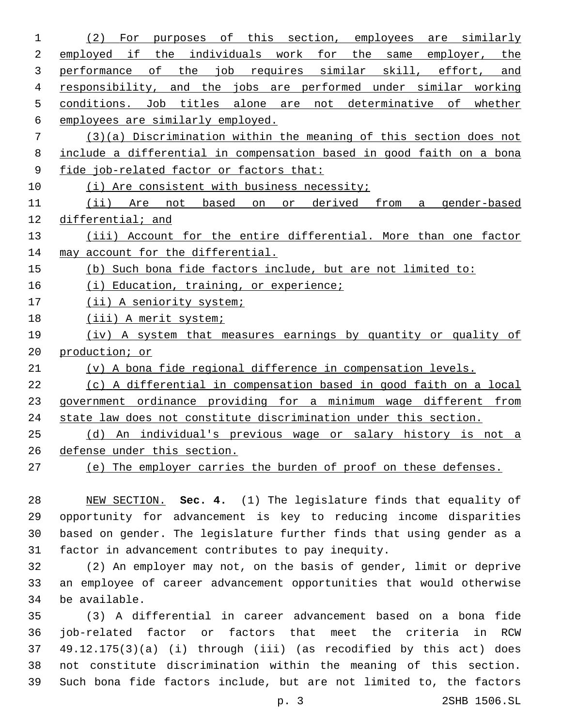(2) For purposes of this section, employees are similarly employed if the individuals work for the same employer, the performance of the job requires similar skill, effort, and responsibility, and the jobs are performed under similar working conditions. Job titles alone are not determinative of whether employees are similarly employed.

(3)(a) Discrimination within the meaning of this section does not include a differential in compensation based in good faith on a bona fide job-related factor or factors that:

(i) Are consistent with business necessity;

(ii) Are not based on or derived from a gender-based differential; and

(iii) Account for the entire differential. More than one factor may account for the differential.

(b) Such bona fide factors include, but are not limited to:

(i) Education, training, or experience;

(ii) A seniority system;

(iii) A merit system;

(iv) A system that measures earnings by quantity or quality of production; or

(v) A bona fide regional difference in compensation levels.

(c) A differential in compensation based in good faith on a local government ordinance providing for a minimum wage different from state law does not constitute discrimination under this section.

(d) An individual's previous wage or salary history is not a defense under this section.

(e) The employer carries the burden of proof on these defenses.

NEW SECTION. **Sec. 4.** (1) The legislature finds that equality of opportunity for advancement is key to reducing income disparities based on gender. The legislature further finds that using gender as a factor in advancement contributes to pay inequity.

(2) An employer may not, on the basis of gender, limit or deprive an employee of career advancement opportunities that would otherwise be available.

(3) A differential in career advancement based on a bona fide job-related factor or factors that meet the criteria in RCW 49.12.175(3)(a) (i) through (iii) (as recodified by this act) does not constitute discrimination within the meaning of this section. Such bona fide factors include, but are not limited to, the factors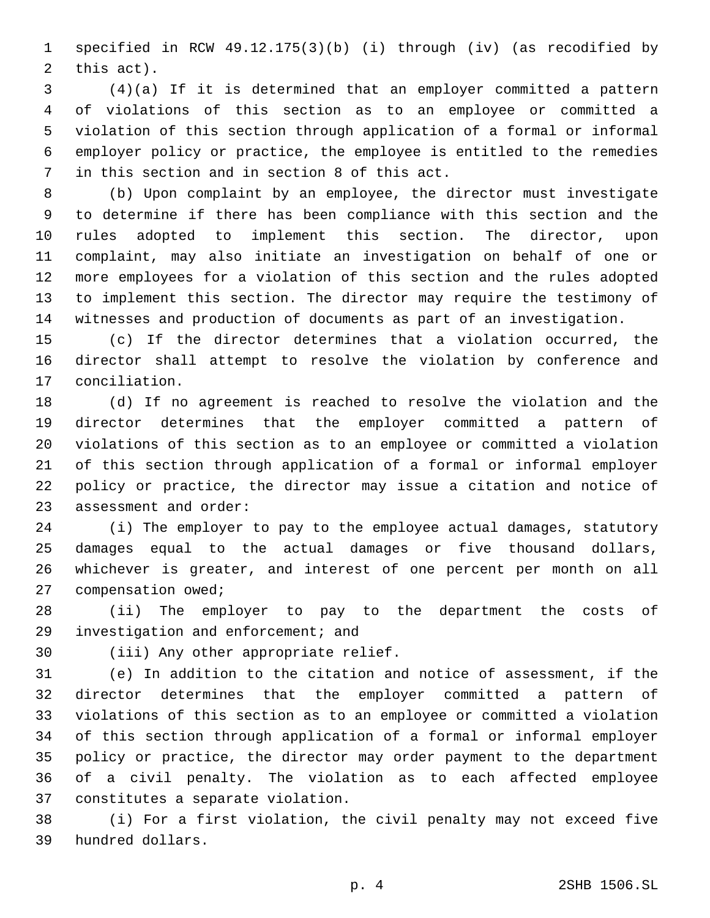specified in RCW 49.12.175(3)(b) (i) through (iv) (as recodified by this act).

(4)(a) If it is determined that an employer committed a pattern of violations of this section as to an employee or committed a violation of this section through application of a formal or informal employer policy or practice, the employee is entitled to the remedies in this section and in section 8 of this act.

(b) Upon complaint by an employee, the director must investigate to determine if there has been compliance with this section and the rules adopted to implement this section. The director, upon complaint, may also initiate an investigation on behalf of one or more employees for a violation of this section and the rules adopted to implement this section. The director may require the testimony of witnesses and production of documents as part of an investigation.

(c) If the director determines that a violation occurred, the director shall attempt to resolve the violation by conference and conciliation.

(d) If no agreement is reached to resolve the violation and the director determines that the employer committed a pattern of violations of this section as to an employee or committed a violation of this section through application of a formal or informal employer policy or practice, the director may issue a citation and notice of assessment and order:

(i) The employer to pay to the employee actual damages, statutory damages equal to the actual damages or five thousand dollars, whichever is greater, and interest of one percent per month on all compensation owed;

(ii) The employer to pay to the department the costs of investigation and enforcement; and

(iii) Any other appropriate relief.

(e) In addition to the citation and notice of assessment, if the director determines that the employer committed a pattern of violations of this section as to an employee or committed a violation of this section through application of a formal or informal employer policy or practice, the director may order payment to the department of a civil penalty. The violation as to each affected employee constitutes a separate violation.

(i) For a first violation, the civil penalty may not exceed five hundred dollars.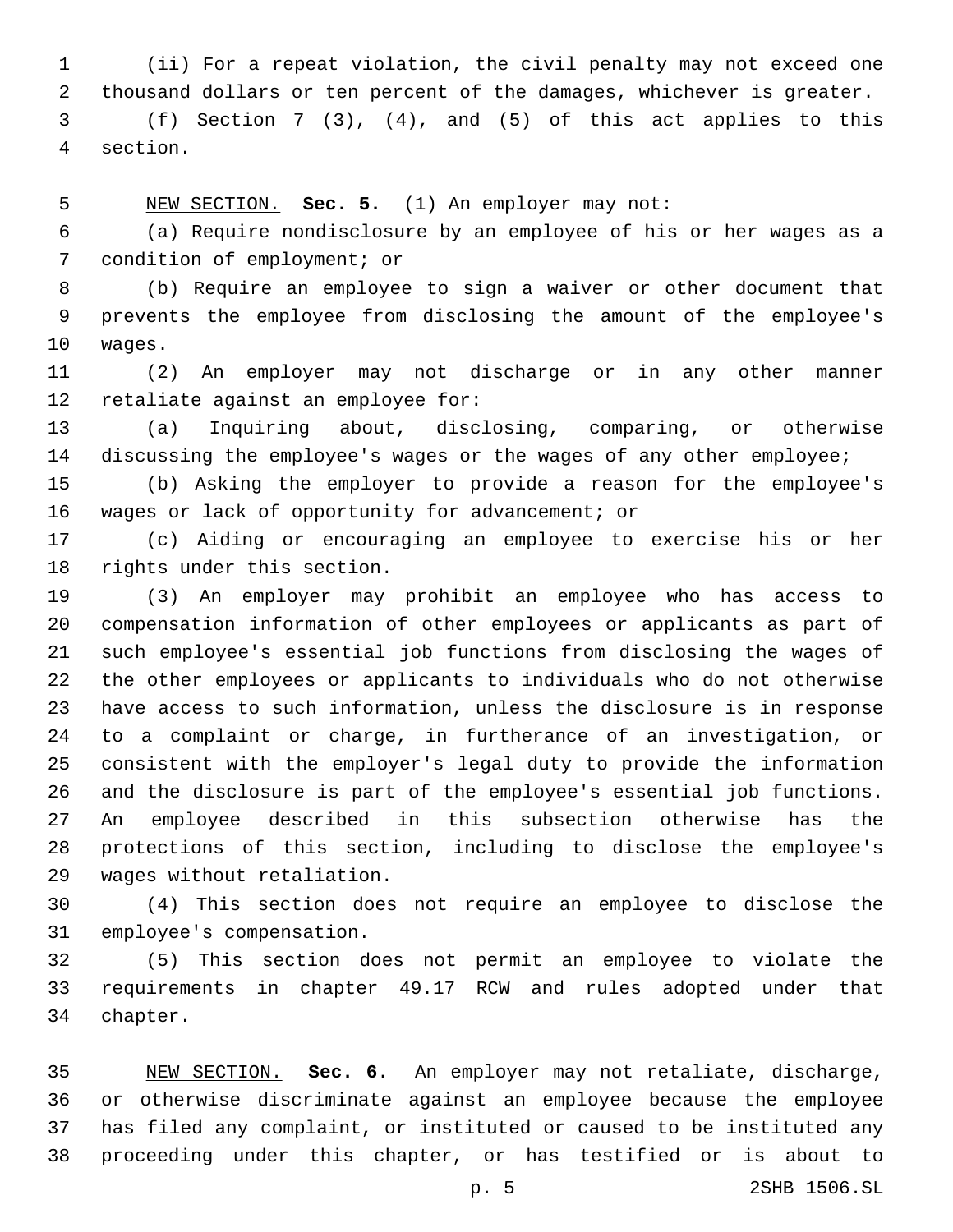(ii) For a repeat violation, the civil penalty may not exceed one thousand dollars or ten percent of the damages, whichever is greater.

(f) Section 7 (3), (4), and (5) of this act applies to this section.

NEW SECTION. **Sec. 5.** (1) An employer may not:

(a) Require nondisclosure by an employee of his or her wages as a condition of employment; or

(b) Require an employee to sign a waiver or other document that prevents the employee from disclosing the amount of the employee's wages.

(2) An employer may not discharge or in any other manner retaliate against an employee for:

(a) Inquiring about, disclosing, comparing, or otherwise discussing the employee's wages or the wages of any other employee;

(b) Asking the employer to provide a reason for the employee's wages or lack of opportunity for advancement; or

(c) Aiding or encouraging an employee to exercise his or her rights under this section.

(3) An employer may prohibit an employee who has access to compensation information of other employees or applicants as part of such employee's essential job functions from disclosing the wages of the other employees or applicants to individuals who do not otherwise have access to such information, unless the disclosure is in response to a complaint or charge, in furtherance of an investigation, or consistent with the employer's legal duty to provide the information and the disclosure is part of the employee's essential job functions. An employee described in this subsection otherwise has the protections of this section, including to disclose the employee's wages without retaliation.

(4) This section does not require an employee to disclose the employee's compensation.

(5) This section does not permit an employee to violate the requirements in chapter 49.17 RCW and rules adopted under that chapter.

NEW SECTION. **Sec. 6.** An employer may not retaliate, discharge, or otherwise discriminate against an employee because the employee has filed any complaint, or instituted or caused to be instituted any proceeding under this chapter, or has testified or is about to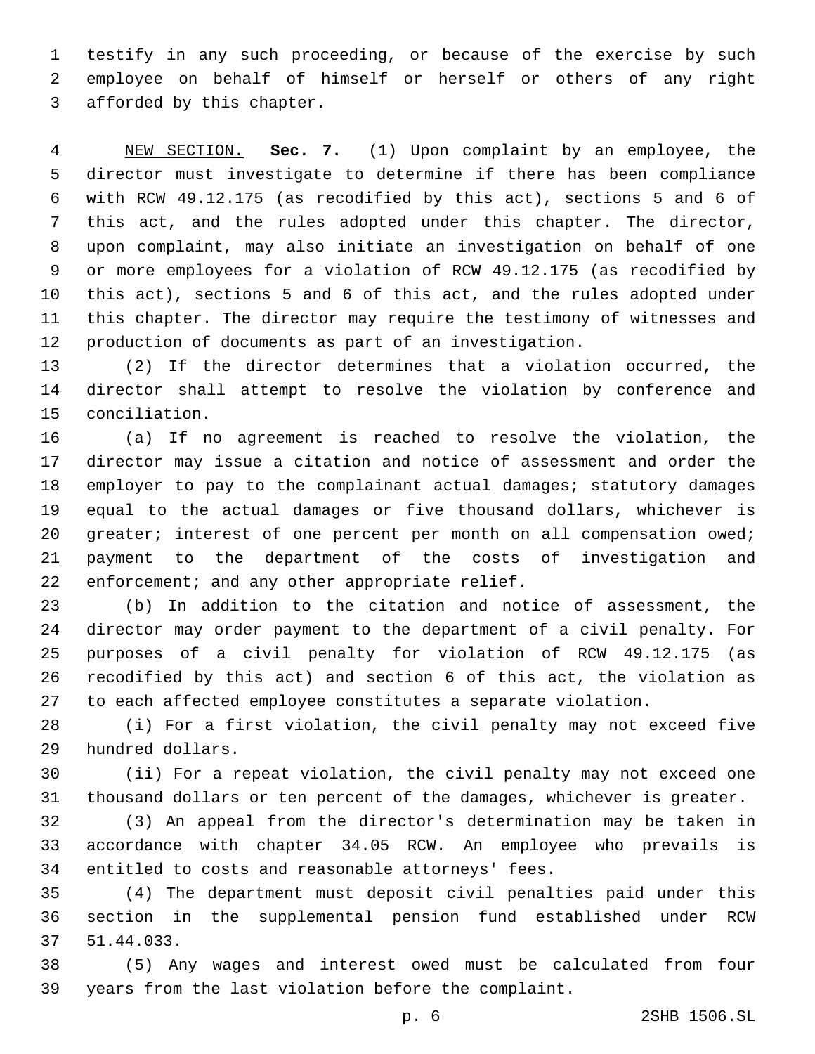testify in any such proceeding, or because of the exercise by such employee on behalf of himself or herself or others of any right afforded by this chapter.

NEW SECTION. **Sec. 7.** (1) Upon complaint by an employee, the director must investigate to determine if there has been compliance with RCW 49.12.175 (as recodified by this act), sections 5 and 6 of this act, and the rules adopted under this chapter. The director, upon complaint, may also initiate an investigation on behalf of one or more employees for a violation of RCW 49.12.175 (as recodified by this act), sections 5 and 6 of this act, and the rules adopted under this chapter. The director may require the testimony of witnesses and production of documents as part of an investigation.

(2) If the director determines that a violation occurred, the director shall attempt to resolve the violation by conference and conciliation.

(a) If no agreement is reached to resolve the violation, the director may issue a citation and notice of assessment and order the employer to pay to the complainant actual damages; statutory damages equal to the actual damages or five thousand dollars, whichever is greater; interest of one percent per month on all compensation owed; payment to the department of the costs of investigation and enforcement; and any other appropriate relief.

(b) In addition to the citation and notice of assessment, the director may order payment to the department of a civil penalty. For purposes of a civil penalty for violation of RCW 49.12.175 (as recodified by this act) and section 6 of this act, the violation as to each affected employee constitutes a separate violation.

(i) For a first violation, the civil penalty may not exceed five hundred dollars.

(ii) For a repeat violation, the civil penalty may not exceed one thousand dollars or ten percent of the damages, whichever is greater.

(3) An appeal from the director's determination may be taken in accordance with chapter 34.05 RCW. An employee who prevails is entitled to costs and reasonable attorneys' fees.

(4) The department must deposit civil penalties paid under this section in the supplemental pension fund established under RCW 51.44.033.

(5) Any wages and interest owed must be calculated from four years from the last violation before the complaint.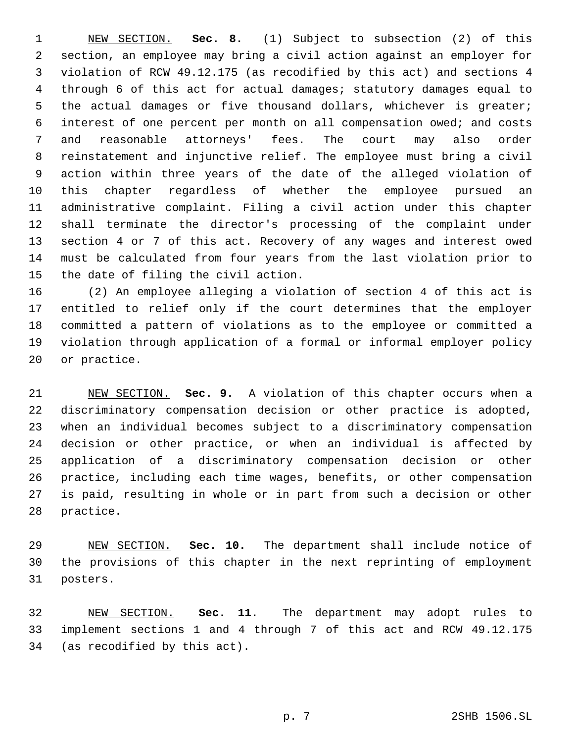NEW SECTION. **Sec. 8.** (1) Subject to subsection (2) of this section, an employee may bring a civil action against an employer for violation of RCW 49.12.175 (as recodified by this act) and sections 4 through 6 of this act for actual damages; statutory damages equal to the actual damages or five thousand dollars, whichever is greater; interest of one percent per month on all compensation owed; and costs and reasonable attorneys' fees. The court may also order reinstatement and injunctive relief. The employee must bring a civil action within three years of the date of the alleged violation of this chapter regardless of whether the employee pursued an administrative complaint. Filing a civil action under this chapter shall terminate the director's processing of the complaint under section 4 or 7 of this act. Recovery of any wages and interest owed must be calculated from four years from the last violation prior to the date of filing the civil action.

(2) An employee alleging a violation of section 4 of this act is entitled to relief only if the court determines that the employer committed a pattern of violations as to the employee or committed a violation through application of a formal or informal employer policy or practice.

NEW SECTION. **Sec. 9.** A violation of this chapter occurs when a discriminatory compensation decision or other practice is adopted, when an individual becomes subject to a discriminatory compensation decision or other practice, or when an individual is affected by application of a discriminatory compensation decision or other practice, including each time wages, benefits, or other compensation is paid, resulting in whole or in part from such a decision or other practice.

NEW SECTION. **Sec. 10.** The department shall include notice of the provisions of this chapter in the next reprinting of employment posters.

NEW SECTION. **Sec. 11.** The department may adopt rules to implement sections 1 and 4 through 7 of this act and RCW 49.12.175 (as recodified by this act).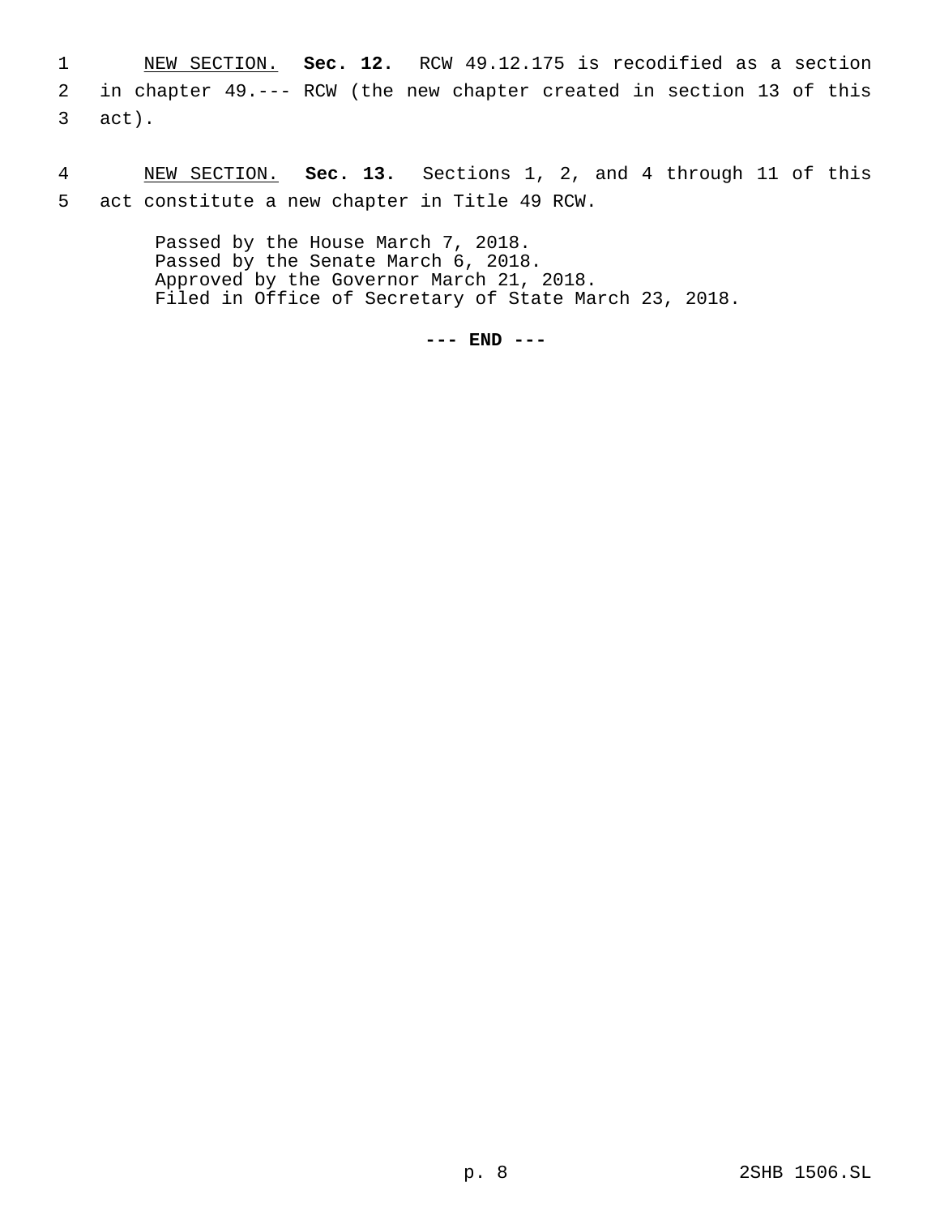NEW SECTION. **Sec. 12.** RCW 49.12.175 is recodified as a section in chapter 49.--- RCW (the new chapter created in section 13 of this act).

NEW SECTION. **Sec. 13.** Sections 1, 2, and 4 through 11 of this act constitute a new chapter in Title 49 RCW.

Passed by the House March 7, 2018.
Passed by the Senate March 6, 2018.
Approved by the Governor March 21, 2018.
Filed in Office of Secretary of State March 23, 2018.

**--- END ---**